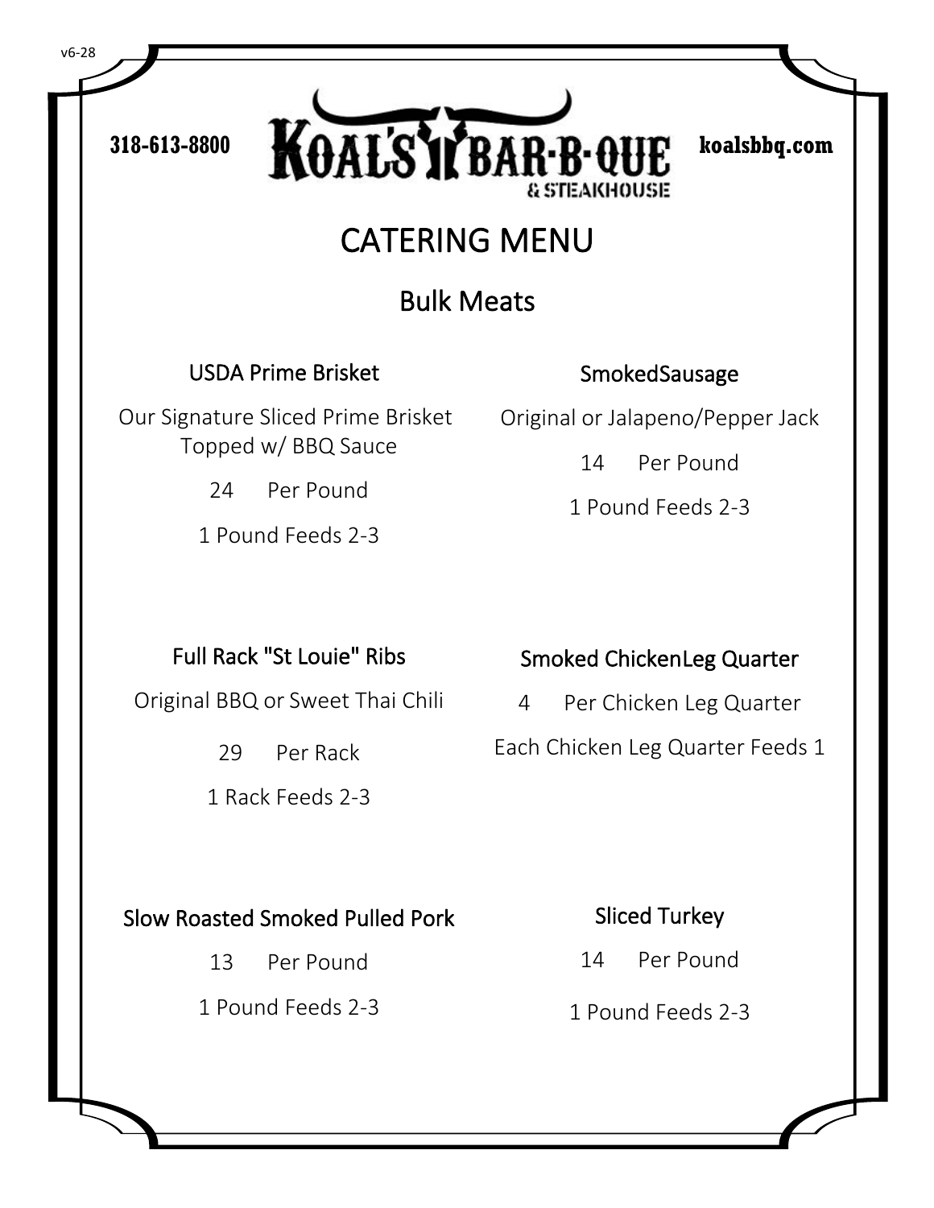v6-28

318-613-8800 KOAL'S BAR-B-QUE & STEAKHOUSE koalsbbq.com

# CATERING MENU

## Bulk Meats

### USDA Prime Brisket

Our Signature Sliced Prime Brisket Topped w/ BBQ Sauce

24 Per Pound

1 Pound Feeds 2-3

### SmokedSausage

Original or Jalapeno/Pepper Jack

14 Per Pound

1 Pound Feeds 2-3

### Full Rack "St Louie" Ribs

Original BBQ or Sweet Thai Chili

29 Per Rack

1 Rack Feeds 2-3

### Smoked ChickenLeg Quarter

4 Per Chicken Leg Quarter

Each Chicken Leg Quarter Feeds 1

### Slow Roasted Smoked Pulled Pork

13 Per Pound

1 Pound Feeds 2-3

### Sliced Turkey

14 Per Pound

1 Pound Feeds 2-3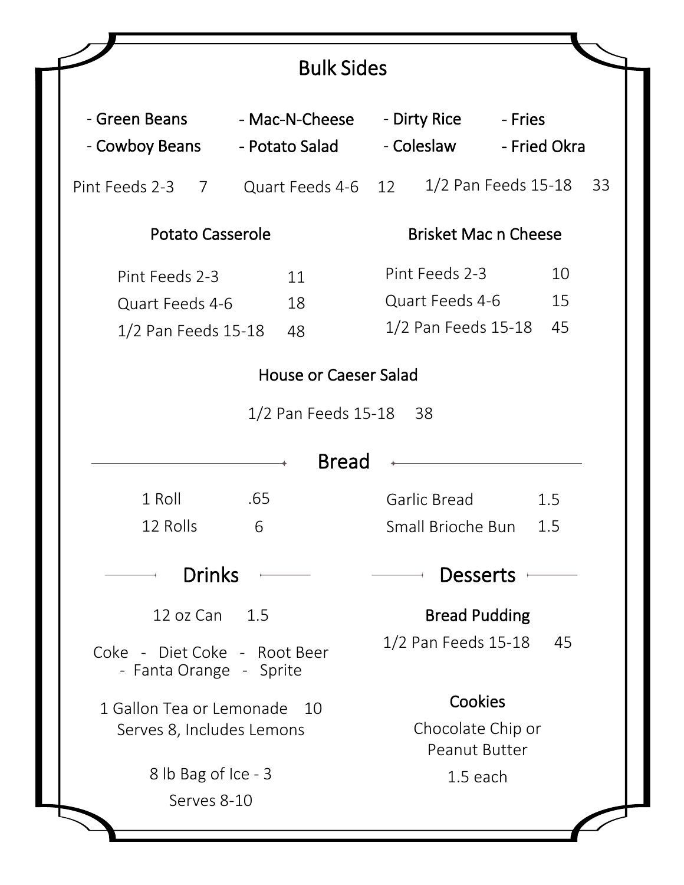# Bulk Sides

- Green Beans
- Cowboy Beans
- Mac-N-Cheese
- Potato Salad
- Dirty Rice
- Coleslaw
- Fries
- Fried Okra

Pint Feeds 2-3 7 Quart Feeds 4-6 12 1/2 Pan Feeds 15-18 33

## Potato Casserole

| | |
|---|---|
| Pint Feeds 2-3 | 11 |
| Quart Feeds 4-6 | 18 |
| 1/2 Pan Feeds 15-18 | 48 |

## Brisket Mac n Cheese

| | |
|---|---|
| Pint Feeds 2-3 | 10 |
| Quart Feeds 4-6 | 15 |
| 1/2 Pan Feeds 15-18 | 45 |

## House or Caeser Salad

1/2 Pan Feeds 15-18 38

# Bread

| | |
|---|---|
| 1 Roll | .65 |
| 12 Rolls | 6 |
| Garlic Bread | 1.5 |
| Small Brioche Bun | 1.5 |

# Drinks

12 oz Can 1.5

Coke - Diet Coke - Root Beer - Fanta Orange - Sprite

1 Gallon Tea or Lemonade 10
Serves 8, Includes Lemons

8 lb Bag of Ice - 3
Serves 8-10

# Desserts

## Bread Pudding

1/2 Pan Feeds 15-18 45

## Cookies

Chocolate Chip or Peanut Butter

1.5 each